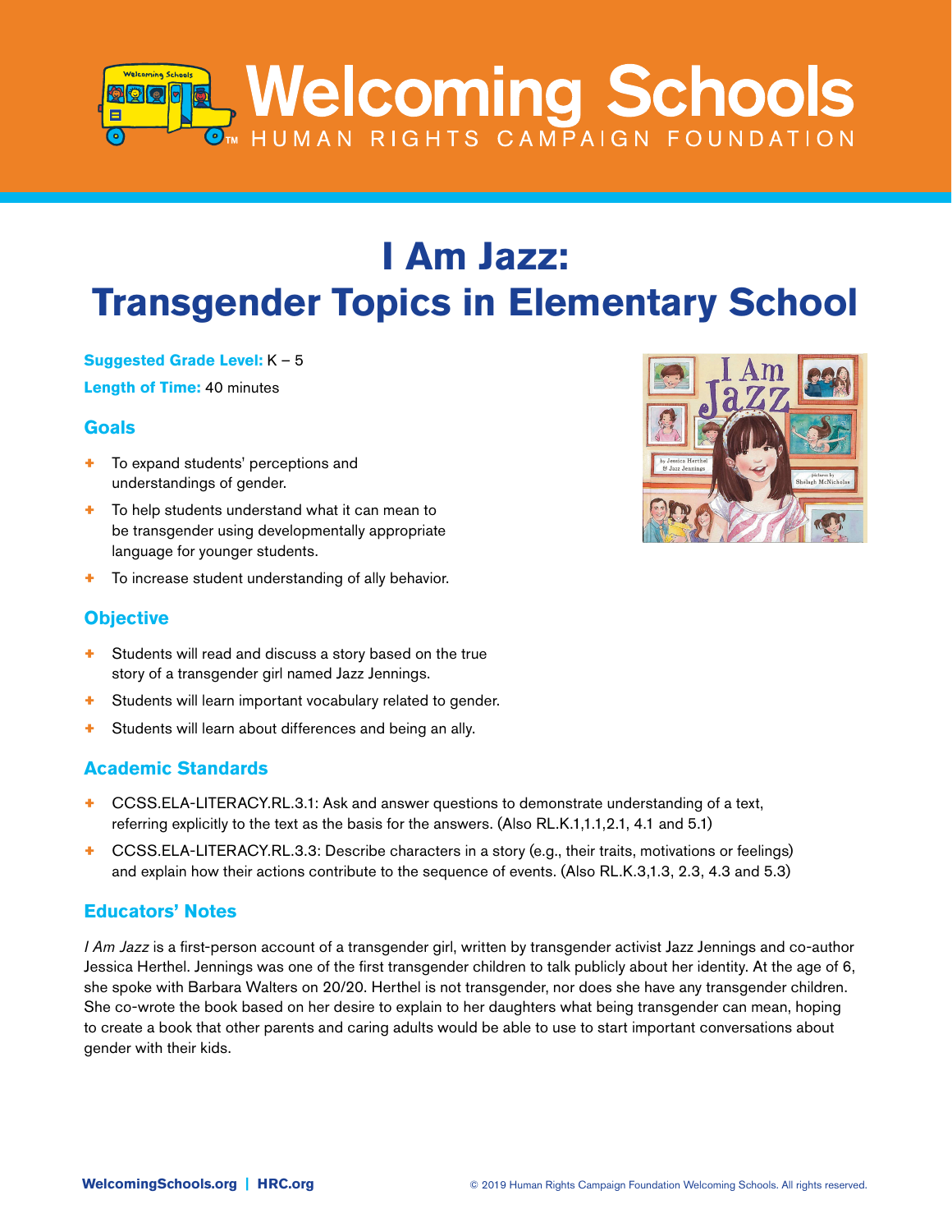# Welcoming Schools

HUMAN RIGHTS CAMPAIGN FOUNDATION

# I Am Jazz: Transgender Topics in Elementary School

**Suggested Grade Level:** K – 5

**Length of Time:** 40 minutes

## Goals

- To expand students' perceptions and understandings of gender.
- To help students understand what it can mean to be transgender using developmentally appropriate language for younger students.
- To increase student understanding of ally behavior.

## Objective

- Students will read and discuss a story based on the true story of a transgender girl named Jazz Jennings.
- Students will learn important vocabulary related to gender.
- Students will learn about differences and being an ally.

## Academic Standards

- CCSS.ELA-LITERACY.RL.3.1: Ask and answer questions to demonstrate understanding of a text, referring explicitly to the text as the basis for the answers. (Also RL.K.1,1.1,2.1, 4.1 and 5.1)
- CCSS.ELA-LITERACY.RL.3.3: Describe characters in a story (e.g., their traits, motivations or feelings) and explain how their actions contribute to the sequence of events. (Also RL.K.3,1.3, 2.3, 4.3 and 5.3)

## Educators' Notes

*I Am Jazz* is a first-person account of a transgender girl, written by transgender activist Jazz Jennings and co-author Jessica Herthel. Jennings was one of the first transgender children to talk publicly about her identity. At the age of 6, she spoke with Barbara Walters on 20/20. Herthel is not transgender, nor does she have any transgender children. She co-wrote the book based on her desire to explain to her daughters what being transgender can mean, hoping to create a book that other parents and caring adults would be able to use to start important conversations about gender with their kids.

WelcomingSchools.org | HRC.org

© 2019 Human Rights Campaign Foundation Welcoming Schools. All rights reserved.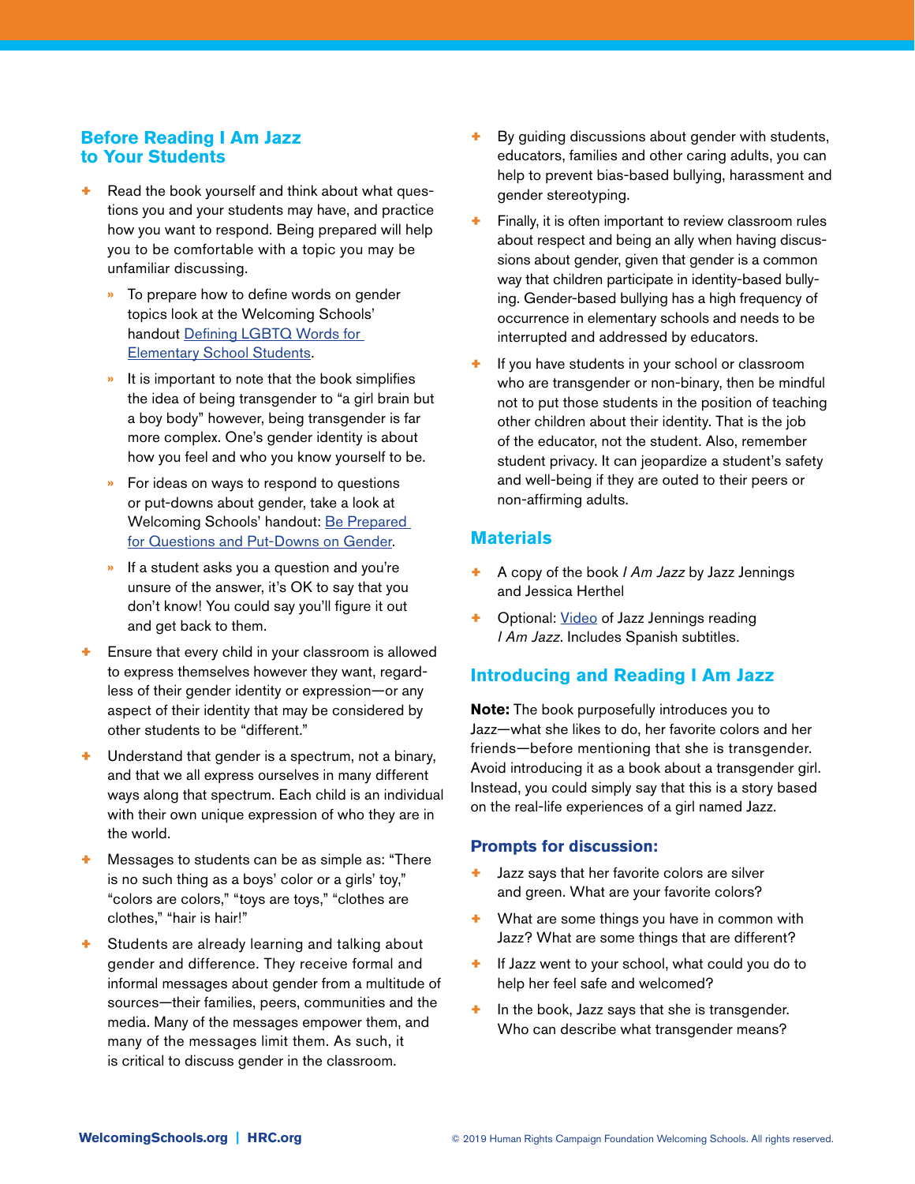## Before Reading I Am Jazz to Your Students

- Read the book yourself and think about what questions you and your students may have, and practice how you want to respond. Being prepared will help you to be comfortable with a topic you may be unfamiliar discussing.
  - To prepare how to define words on gender topics look at the Welcoming Schools' handout [Defining LGBTQ Words for Elementary School Students]().
  - It is important to note that the book simplifies the idea of being transgender to "a girl brain but a boy body" however, being transgender is far more complex. One's gender identity is about how you feel and who you know yourself to be.
  - For ideas on ways to respond to questions or put-downs about gender, take a look at Welcoming Schools' handout: [Be Prepared for Questions and Put-Downs on Gender]().
  - If a student asks you a question and you're unsure of the answer, it's OK to say that you don't know! You could say you'll figure it out and get back to them.
- Ensure that every child in your classroom is allowed to express themselves however they want, regardless of their gender identity or expression—or any aspect of their identity that may be considered by other students to be "different."
- Understand that gender is a spectrum, not a binary, and that we all express ourselves in many different ways along that spectrum. Each child is an individual with their own unique expression of who they are in the world.
- Messages to students can be as simple as: "There is no such thing as a boys' color or a girls' toy," "colors are colors," "toys are toys," "clothes are clothes," "hair is hair!"
- Students are already learning and talking about gender and difference. They receive formal and informal messages about gender from a multitude of sources—their families, peers, communities and the media. Many of the messages empower them, and many of the messages limit them. As such, it is critical to discuss gender in the classroom.
- By guiding discussions about gender with students, educators, families and other caring adults, you can help to prevent bias-based bullying, harassment and gender stereotyping.
- Finally, it is often important to review classroom rules about respect and being an ally when having discussions about gender, given that gender is a common way that children participate in identity-based bullying. Gender-based bullying has a high frequency of occurrence in elementary schools and needs to be interrupted and addressed by educators.
- If you have students in your school or classroom who are transgender or non-binary, then be mindful not to put those students in the position of teaching other children about their identity. That is the job of the educator, not the student. Also, remember student privacy. It can jeopardize a student's safety and well-being if they are outed to their peers or non-affirming adults.

## Materials

- A copy of the book *I Am Jazz* by Jazz Jennings and Jessica Herthel
- Optional: [Video]() of Jazz Jennings reading *I Am Jazz*. Includes Spanish subtitles.

## Introducing and Reading I Am Jazz

**Note:** The book purposefully introduces you to Jazz—what she likes to do, her favorite colors and her friends—before mentioning that she is transgender. Avoid introducing it as a book about a transgender girl. Instead, you could simply say that this is a story based on the real-life experiences of a girl named Jazz.

### Prompts for discussion:

- Jazz says that her favorite colors are silver and green. What are your favorite colors?
- What are some things you have in common with Jazz? What are some things that are different?
- If Jazz went to your school, what could you do to help her feel safe and welcomed?
- In the book, Jazz says that she is transgender. Who can describe what transgender means?

WelcomingSchools.org | HRC.org

© 2019 Human Rights Campaign Foundation Welcoming Schools. All rights reserved.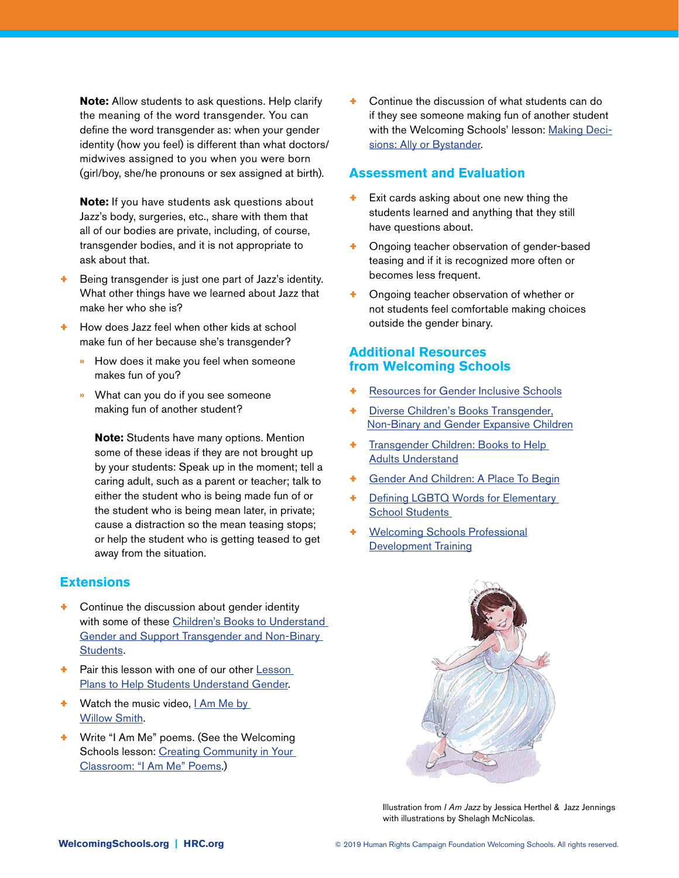**Note:** Allow students to ask questions. Help clarify the meaning of the word transgender. You can define the word transgender as: when your gender identity (how you feel) is different than what doctors/midwives assigned to you when you were born (girl/boy, she/he pronouns or sex assigned at birth).

**Note:** If you have students ask questions about Jazz's body, surgeries, etc., share with them that all of our bodies are private, including, of course, transgender bodies, and it is not appropriate to ask about that.

- Being transgender is just one part of Jazz's identity. What other things have we learned about Jazz that make her who she is?
- How does Jazz feel when other kids at school make fun of her because she's transgender?
  - How does it make you feel when someone makes fun of you?
  - What can you do if you see someone making fun of another student?

    **Note:** Students have many options. Mention some of these ideas if they are not brought up by your students: Speak up in the moment; tell a caring adult, such as a parent or teacher; talk to either the student who is being made fun of or the student who is being mean later, in private; cause a distraction so the mean teasing stops; or help the student who is getting teased to get away from the situation.

## Extensions

- Continue the discussion about gender identity with some of these Children's Books to Understand Gender and Support Transgender and Non-Binary Students.
- Pair this lesson with one of our other Lesson Plans to Help Students Understand Gender.
- Watch the music video, I Am Me by Willow Smith.
- Write "I Am Me" poems. (See the Welcoming Schools lesson: Creating Community in Your Classroom: "I Am Me" Poems.)
- Continue the discussion of what students can do if they see someone making fun of another student with the Welcoming Schools' lesson: Making Decisions: Ally or Bystander.

## Assessment and Evaluation

- Exit cards asking about one new thing the students learned and anything that they still have questions about.
- Ongoing teacher observation of gender-based teasing and if it is recognized more often or becomes less frequent.
- Ongoing teacher observation of whether or not students feel comfortable making choices outside the gender binary.

## Additional Resources from Welcoming Schools

- Resources for Gender Inclusive Schools
- Diverse Children's Books Transgender, Non-Binary and Gender Expansive Children
- Transgender Children: Books to Help Adults Understand
- Gender And Children: A Place To Begin
- Defining LGBTQ Words for Elementary School Students
- Welcoming Schools Professional Development Training

Illustration from *I Am Jazz* by Jessica Herthel & Jazz Jennings with illustrations by Shelagh McNicolas.

WelcomingSchools.org | HRC.org

© 2019 Human Rights Campaign Foundation Welcoming Schools. All rights reserved.